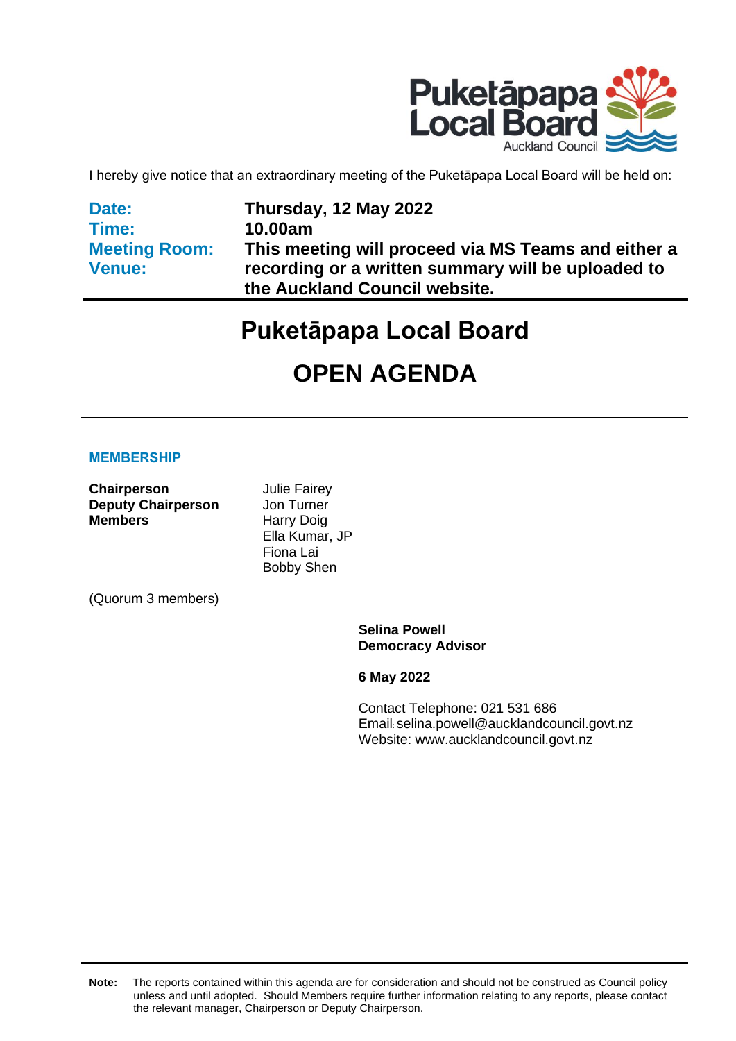I hereby give notice that an extraordinary meeting of the Puketāpapa Local Board will be held on:

| | |
|---|---|
| **Date:** | **Thursday, 12 May 2022** |
| **Time:** | **10.00am** |
| **Meeting Room:** <br> **Venue:** | **This meeting will proceed via MS Teams and either a recording or a written summary will be uploaded to the Auckland Council website.** |

# Puketāpapa Local Board

# OPEN AGENDA

## MEMBERSHIP

| | |
|---|---|
| **Chairperson** | Julie Fairey |
| **Deputy Chairperson** | Jon Turner |
| **Members** | Harry Doig |
| | Ella Kumar, JP |
| | Fiona Lai |
| | Bobby Shen |

(Quorum 3 members)

**Selina Powell**
**Democracy Advisor**

**6 May 2022**

Contact Telephone: 021 531 686
Email: selina.powell@aucklandcouncil.govt.nz
Website: www.aucklandcouncil.govt.nz

**Note:** The reports contained within this agenda are for consideration and should not be construed as Council policy unless and until adopted. Should Members require further information relating to any reports, please contact the relevant manager, Chairperson or Deputy Chairperson.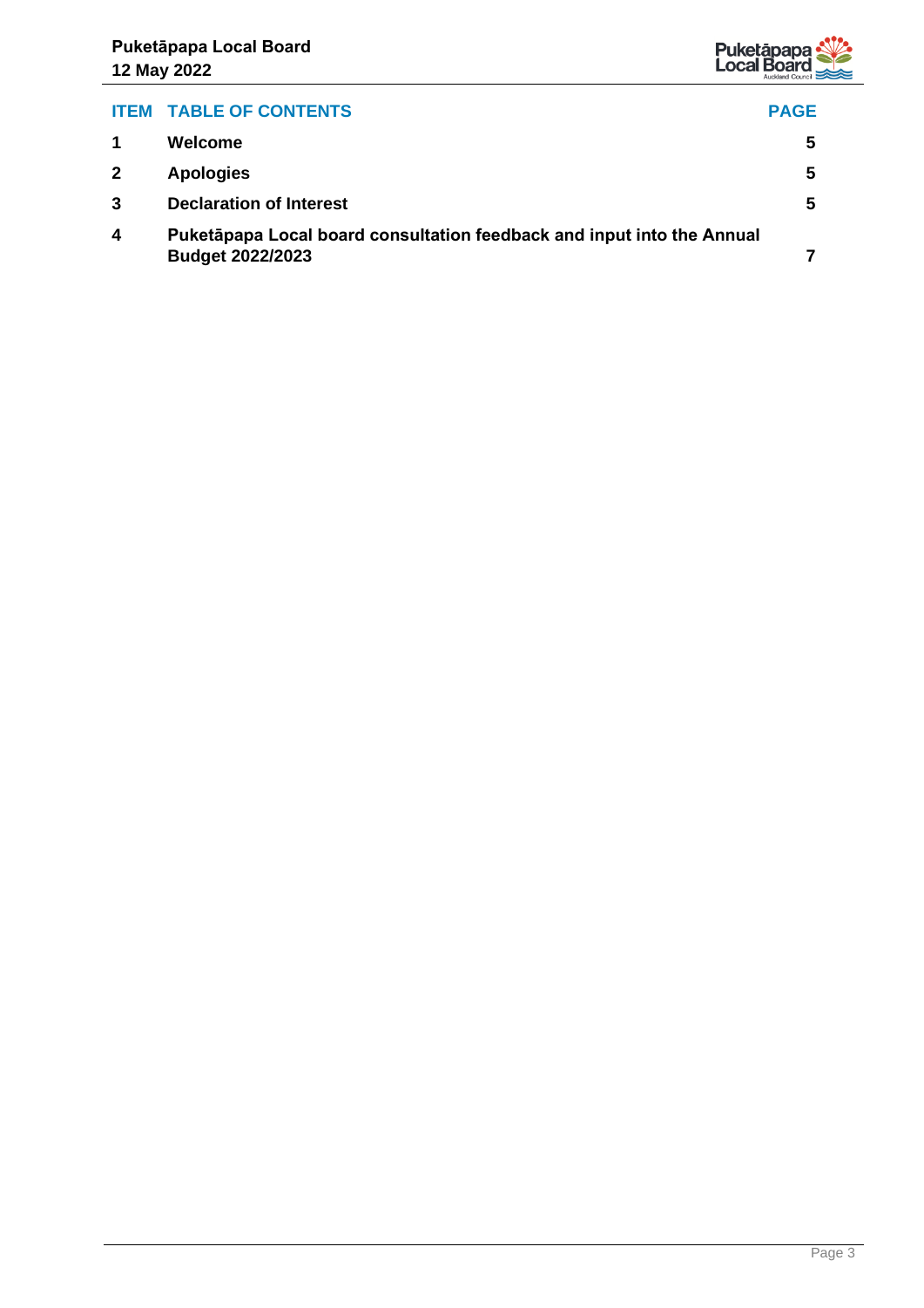| ITEM | TABLE OF CONTENTS | PAGE |
| --- | --- | --- |
| 1 | Welcome | 5 |
| 2 | Apologies | 5 |
| 3 | Declaration of Interest | 5 |
| 4 | Puketāpapa Local board consultation feedback and input into the Annual Budget 2022/2023 | 7 |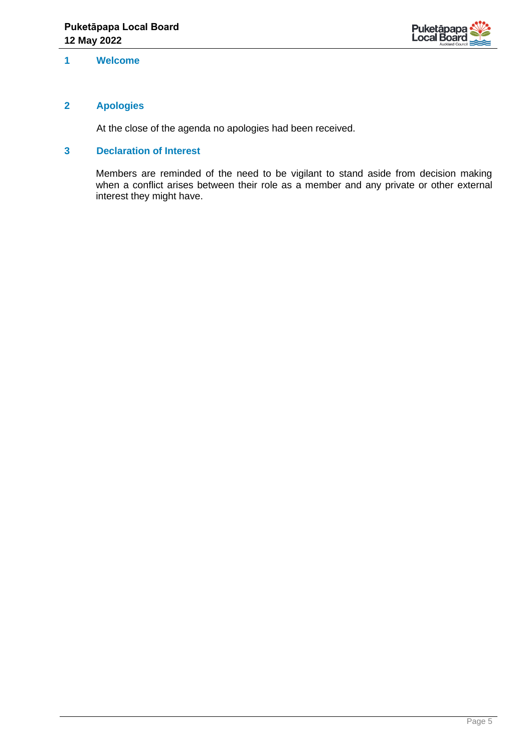## 1 Welcome

## 2 Apologies

At the close of the agenda no apologies had been received.

## 3 Declaration of Interest

Members are reminded of the need to be vigilant to stand aside from decision making when a conflict arises between their role as a member and any private or other external interest they might have.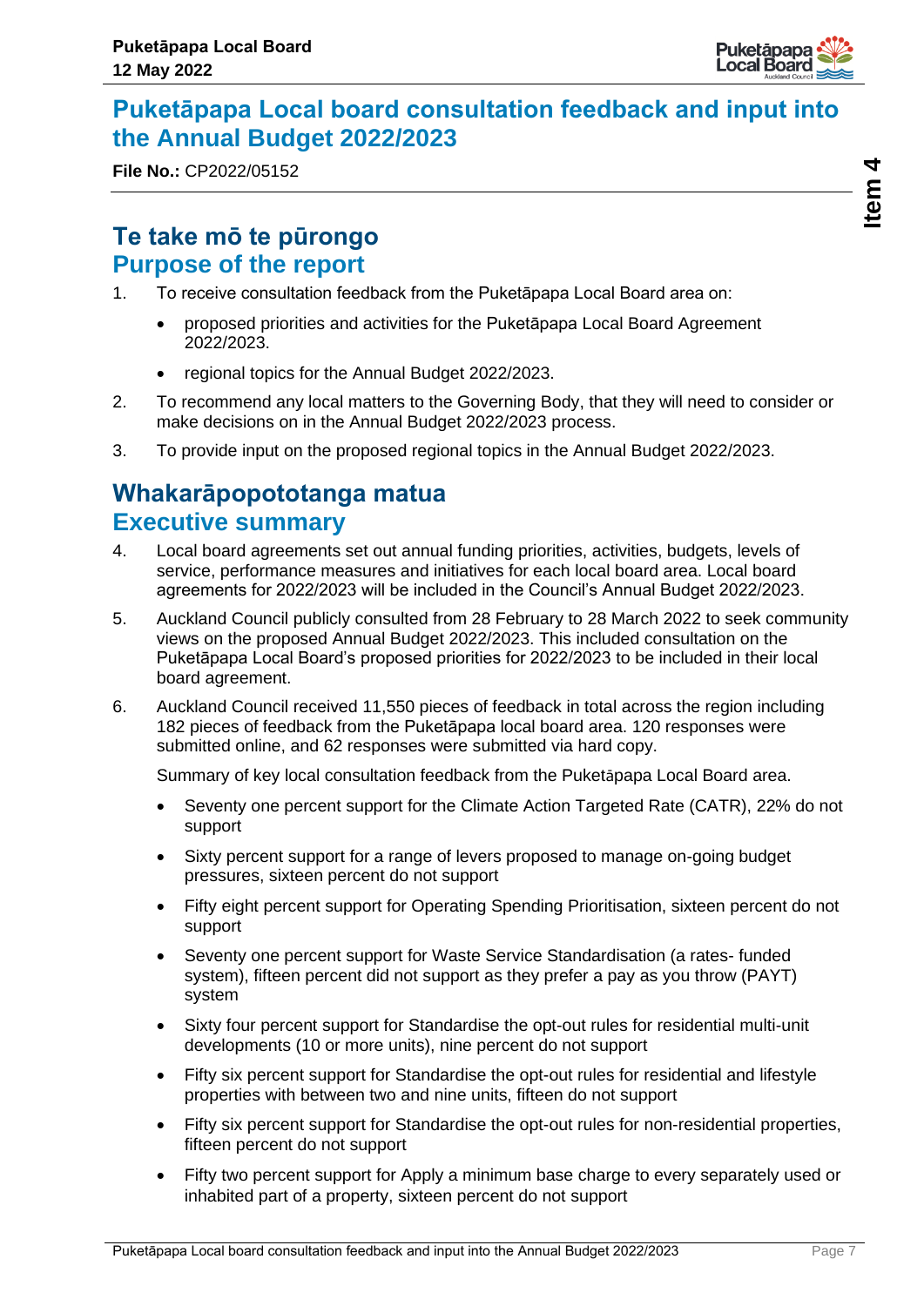# Puketāpapa Local board consultation feedback and input into the Annual Budget 2022/2023

**File No.:** CP2022/05152

## Te take mō te pūrongo
## Purpose of the report

1. To receive consultation feedback from the Puketāpapa Local Board area on:
   - proposed priorities and activities for the Puketāpapa Local Board Agreement 2022/2023.
   - regional topics for the Annual Budget 2022/2023.
2. To recommend any local matters to the Governing Body, that they will need to consider or make decisions on in the Annual Budget 2022/2023 process.
3. To provide input on the proposed regional topics in the Annual Budget 2022/2023.

## Whakarāpopototanga matua
## Executive summary

4. Local board agreements set out annual funding priorities, activities, budgets, levels of service, performance measures and initiatives for each local board area. Local board agreements for 2022/2023 will be included in the Council's Annual Budget 2022/2023.
5. Auckland Council publicly consulted from 28 February to 28 March 2022 to seek community views on the proposed Annual Budget 2022/2023. This included consultation on the Puketāpapa Local Board's proposed priorities for 2022/2023 to be included in their local board agreement.
6. Auckland Council received 11,550 pieces of feedback in total across the region including 182 pieces of feedback from the Puketāpapa local board area. 120 responses were submitted online, and 62 responses were submitted via hard copy.

   Summary of key local consultation feedback from the Puketāpapa Local Board area.

   - Seventy one percent support for the Climate Action Targeted Rate (CATR), 22% do not support
   - Sixty percent support for a range of levers proposed to manage on-going budget pressures, sixteen percent do not support
   - Fifty eight percent support for Operating Spending Prioritisation, sixteen percent do not support
   - Seventy one percent support for Waste Service Standardisation (a rates- funded system), fifteen percent did not support as they prefer a pay as you throw (PAYT) system
   - Sixty four percent support for Standardise the opt-out rules for residential multi-unit developments (10 or more units), nine percent do not support
   - Fifty six percent support for Standardise the opt-out rules for residential and lifestyle properties with between two and nine units, fifteen do not support
   - Fifty six percent support for Standardise the opt-out rules for non-residential properties, fifteen percent do not support
   - Fifty two percent support for Apply a minimum base charge to every separately used or inhabited part of a property, sixteen percent do not support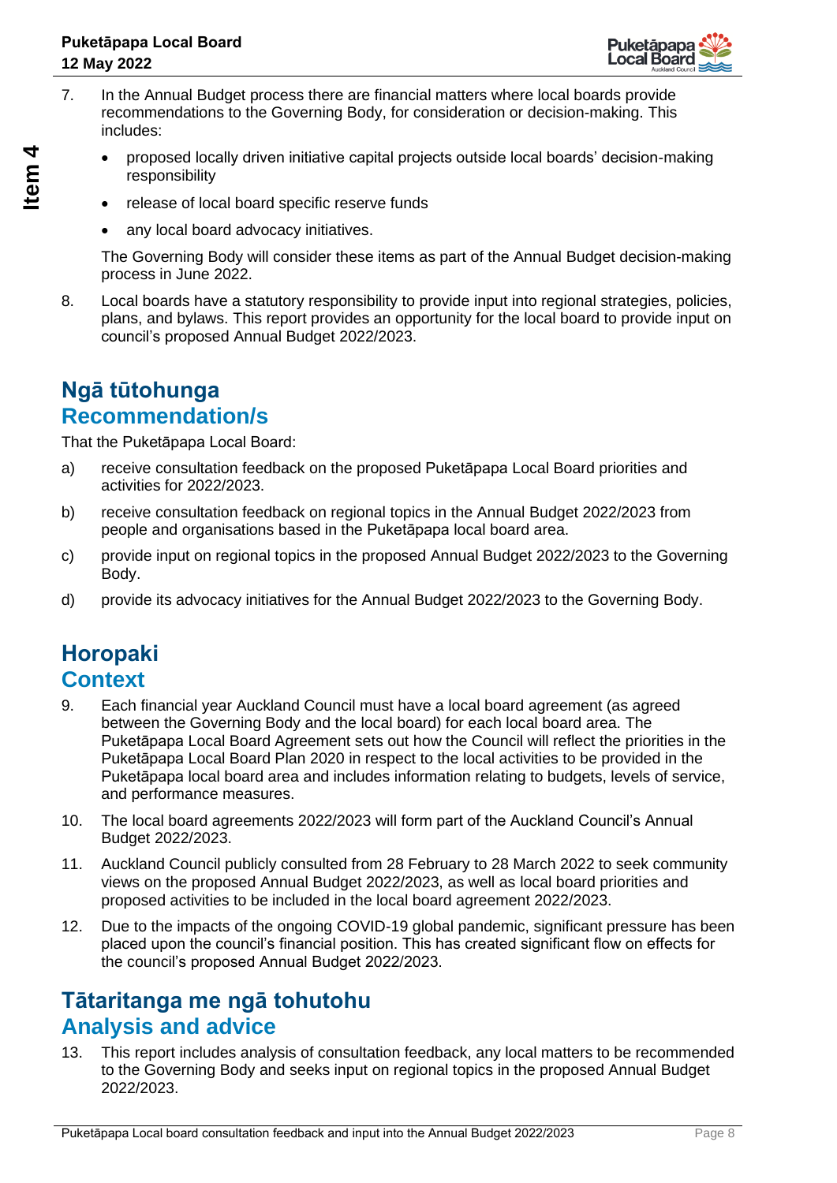7. In the Annual Budget process there are financial matters where local boards provide recommendations to the Governing Body, for consideration or decision-making. This includes:

   - proposed locally driven initiative capital projects outside local boards' decision-making responsibility
   - release of local board specific reserve funds
   - any local board advocacy initiatives.

   The Governing Body will consider these items as part of the Annual Budget decision-making process in June 2022.

8. Local boards have a statutory responsibility to provide input into regional strategies, policies, plans, and bylaws. This report provides an opportunity for the local board to provide input on council's proposed Annual Budget 2022/2023.

## Ngā tūtohunga
## Recommendation/s

That the Puketāpapa Local Board:

a) receive consultation feedback on the proposed Puketāpapa Local Board priorities and activities for 2022/2023.

b) receive consultation feedback on regional topics in the Annual Budget 2022/2023 from people and organisations based in the Puketāpapa local board area.

c) provide input on regional topics in the proposed Annual Budget 2022/2023 to the Governing Body.

d) provide its advocacy initiatives for the Annual Budget 2022/2023 to the Governing Body.

## Horopaki
## Context

9. Each financial year Auckland Council must have a local board agreement (as agreed between the Governing Body and the local board) for each local board area. The Puketāpapa Local Board Agreement sets out how the Council will reflect the priorities in the Puketāpapa Local Board Plan 2020 in respect to the local activities to be provided in the Puketāpapa local board area and includes information relating to budgets, levels of service, and performance measures.

10. The local board agreements 2022/2023 will form part of the Auckland Council's Annual Budget 2022/2023.

11. Auckland Council publicly consulted from 28 February to 28 March 2022 to seek community views on the proposed Annual Budget 2022/2023, as well as local board priorities and proposed activities to be included in the local board agreement 2022/2023.

12. Due to the impacts of the ongoing COVID-19 global pandemic, significant pressure has been placed upon the council's financial position. This has created significant flow on effects for the council's proposed Annual Budget 2022/2023.

## Tātaritanga me ngā tohutohu
## Analysis and advice

13. This report includes analysis of consultation feedback, any local matters to be recommended to the Governing Body and seeks input on regional topics in the proposed Annual Budget 2022/2023.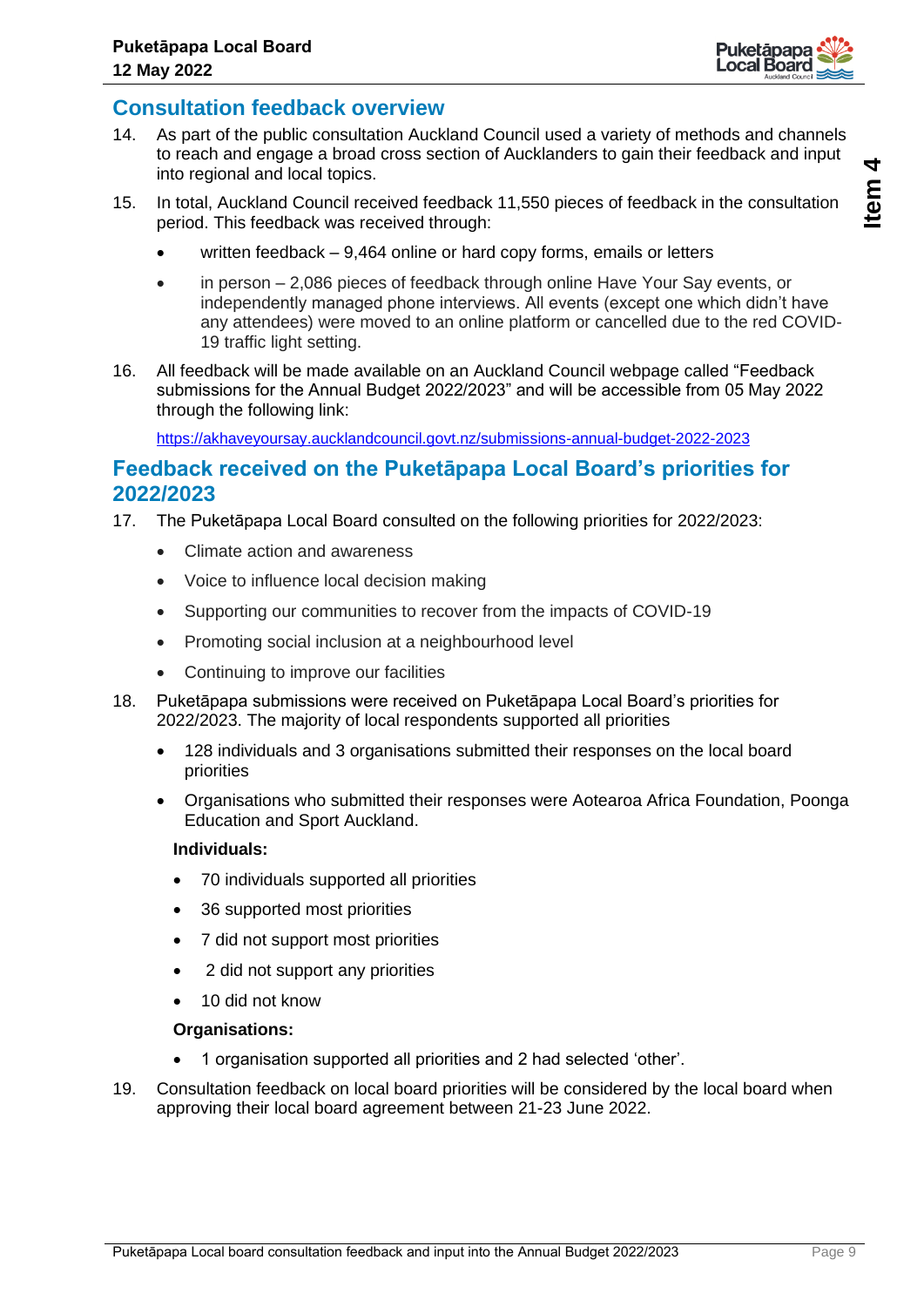## Consultation feedback overview

14. As part of the public consultation Auckland Council used a variety of methods and channels to reach and engage a broad cross section of Aucklanders to gain their feedback and input into regional and local topics.

15. In total, Auckland Council received feedback 11,550 pieces of feedback in the consultation period. This feedback was received through:

    - written feedback – 9,464 online or hard copy forms, emails or letters
    - in person – 2,086 pieces of feedback through online Have Your Say events, or independently managed phone interviews. All events (except one which didn't have any attendees) were moved to an online platform or cancelled due to the red COVID-19 traffic light setting.

16. All feedback will be made available on an Auckland Council webpage called "Feedback submissions for the Annual Budget 2022/2023" and will be accessible from 05 May 2022 through the following link:

    https://akhaveyoursay.aucklandcouncil.govt.nz/submissions-annual-budget-2022-2023

## Feedback received on the Puketāpapa Local Board's priorities for 2022/2023

17. The Puketāpapa Local Board consulted on the following priorities for 2022/2023:

    - Climate action and awareness
    - Voice to influence local decision making
    - Supporting our communities to recover from the impacts of COVID-19
    - Promoting social inclusion at a neighbourhood level
    - Continuing to improve our facilities

18. Puketāpapa submissions were received on Puketāpapa Local Board's priorities for 2022/2023. The majority of local respondents supported all priorities

    - 128 individuals and 3 organisations submitted their responses on the local board priorities
    - Organisations who submitted their responses were Aotearoa Africa Foundation, Poonga Education and Sport Auckland.

    **Individuals:**

    - 70 individuals supported all priorities
    - 36 supported most priorities
    - 7 did not support most priorities
    - 2 did not support any priorities
    - 10 did not know

    **Organisations:**

    - 1 organisation supported all priorities and 2 had selected 'other'.

19. Consultation feedback on local board priorities will be considered by the local board when approving their local board agreement between 21-23 June 2022.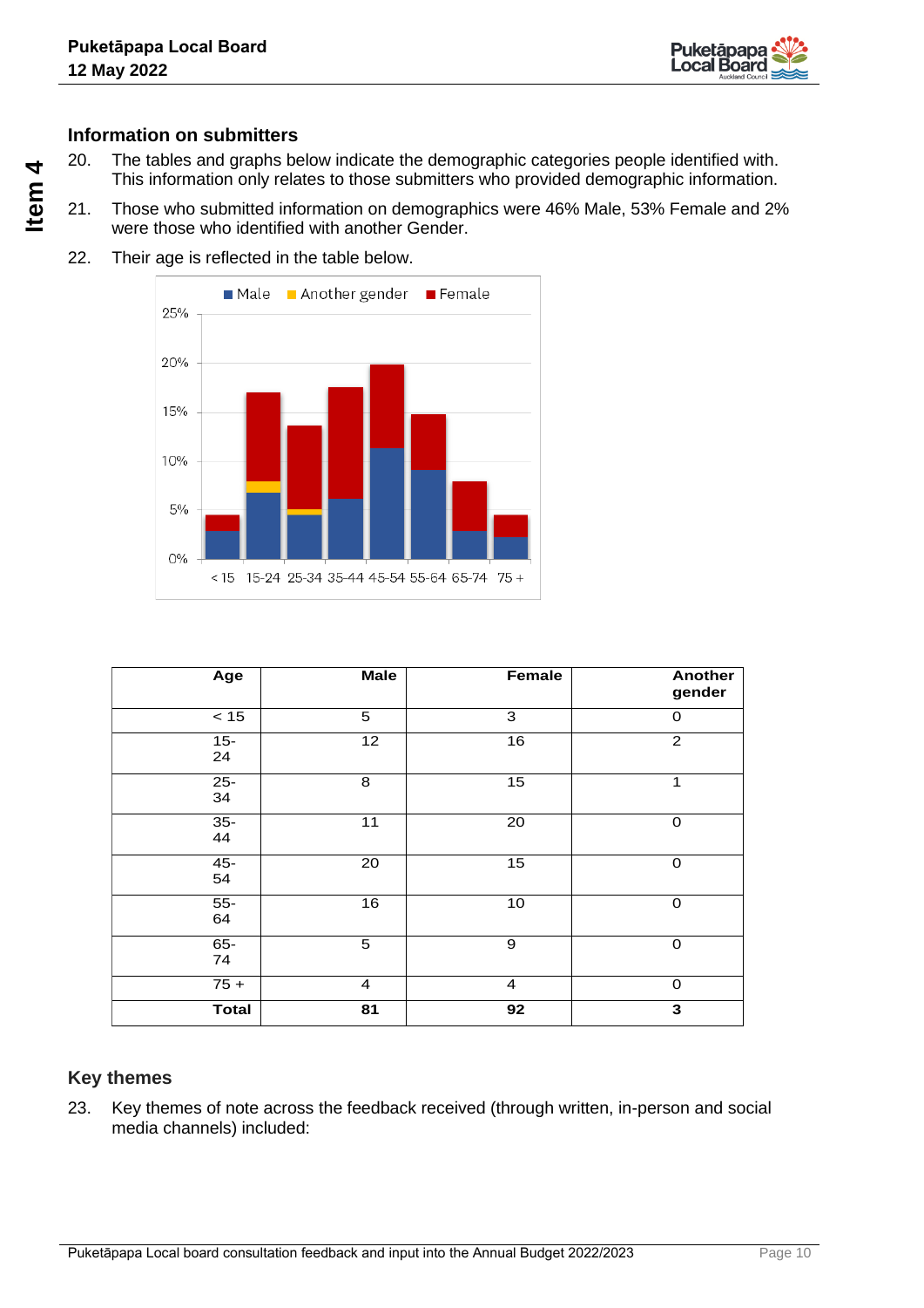## Information on submitters

20. The tables and graphs below indicate the demographic categories people identified with. This information only relates to those submitters who provided demographic information.

21. Those who submitted information on demographics were 46% Male, 53% Female and 2% were those who identified with another Gender.

22. Their age is reflected in the table below.

| Age | Male | Female | Another gender |
|---|---|---|---|
| < 15 | 5 | 3 | 0 |
| 15-24 | 12 | 16 | 2 |
| 25-34 | 8 | 15 | 1 |
| 35-44 | 11 | 20 | 0 |
| 45-54 | 20 | 15 | 0 |
| 55-64 | 16 | 10 | 0 |
| 65-74 | 5 | 9 | 0 |
| 75 + | 4 | 4 | 0 |
| **Total** | **81** | **92** | **3** |

## Key themes

23. Key themes of note across the feedback received (through written, in-person and social media channels) included: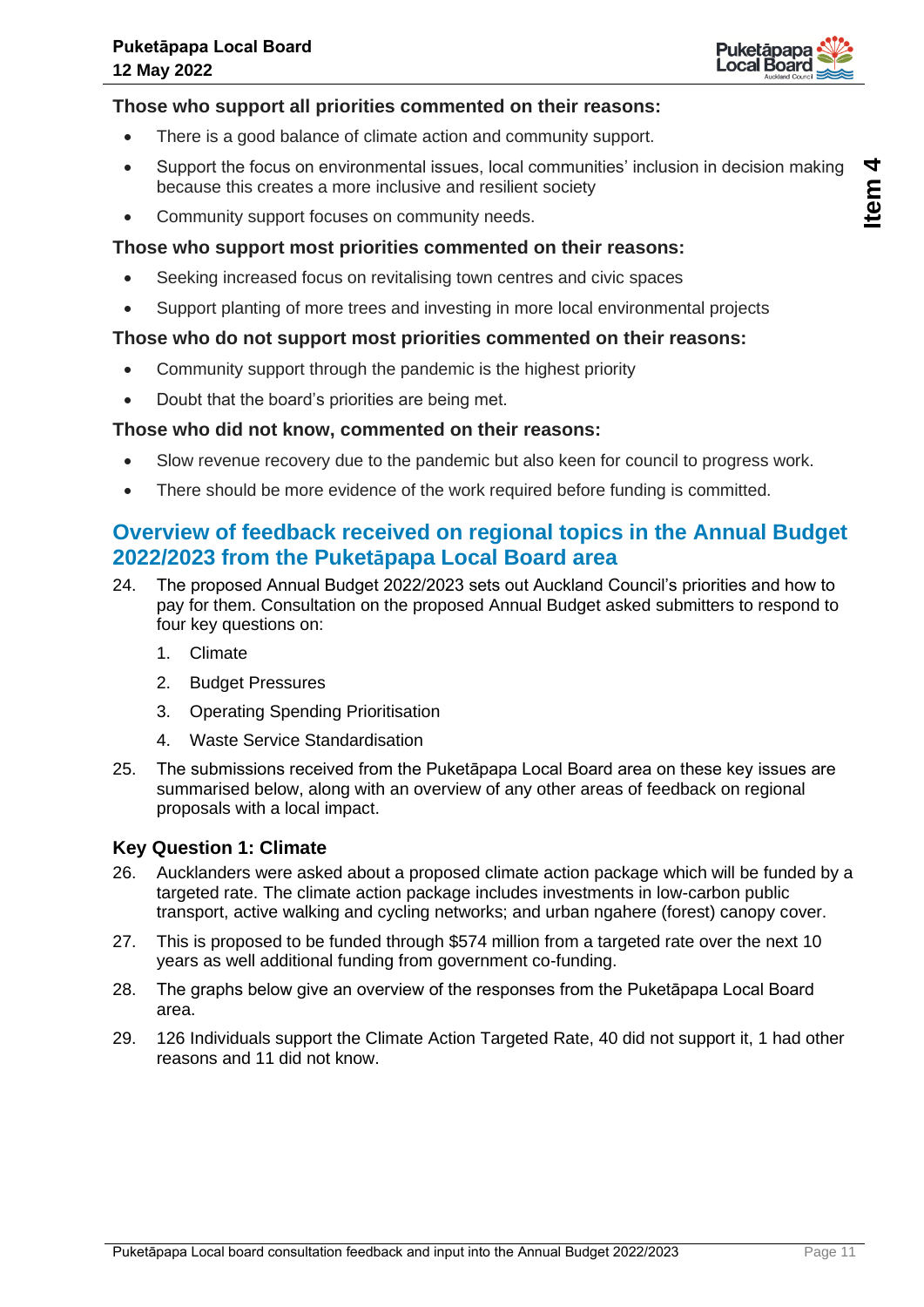### Those who support all priorities commented on their reasons:

- There is a good balance of climate action and community support.
- Support the focus on environmental issues, local communities' inclusion in decision making because this creates a more inclusive and resilient society
- Community support focuses on community needs.

### Those who support most priorities commented on their reasons:

- Seeking increased focus on revitalising town centres and civic spaces
- Support planting of more trees and investing in more local environmental projects

### Those who do not support most priorities commented on their reasons:

- Community support through the pandemic is the highest priority
- Doubt that the board's priorities are being met.

### Those who did not know, commented on their reasons:

- Slow revenue recovery due to the pandemic but also keen for council to progress work.
- There should be more evidence of the work required before funding is committed.

## Overview of feedback received on regional topics in the Annual Budget 2022/2023 from the Puketāpapa Local Board area

24. The proposed Annual Budget 2022/2023 sets out Auckland Council's priorities and how to pay for them. Consultation on the proposed Annual Budget asked submitters to respond to four key questions on:

    1. Climate
    2. Budget Pressures
    3. Operating Spending Prioritisation
    4. Waste Service Standardisation

25. The submissions received from the Puketāpapa Local Board area on these key issues are summarised below, along with an overview of any other areas of feedback on regional proposals with a local impact.

### Key Question 1: Climate

26. Aucklanders were asked about a proposed climate action package which will be funded by a targeted rate. The climate action package includes investments in low-carbon public transport, active walking and cycling networks; and urban ngahere (forest) canopy cover.
27. This is proposed to be funded through $574 million from a targeted rate over the next 10 years as well additional funding from government co-funding.
28. The graphs below give an overview of the responses from the Puketāpapa Local Board area.
29. 126 Individuals support the Climate Action Targeted Rate, 40 did not support it, 1 had other reasons and 11 did not know.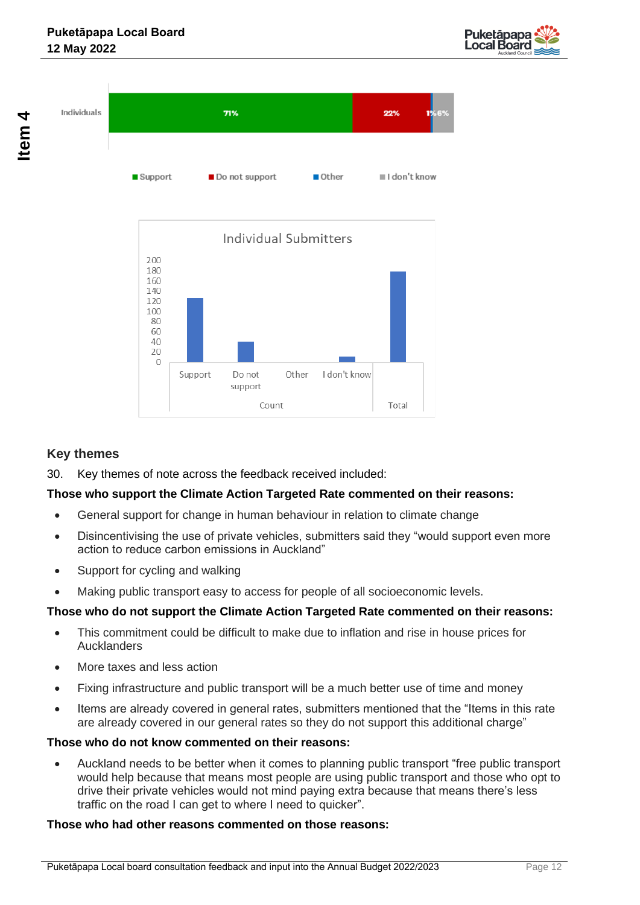Individuals: Support 71%, Do not support 22%, Other 1%, I don't know 6%

■ Support ■ Do not support ■ Other ■ I don't know

Individual Submitters

## Key themes

30. Key themes of note across the feedback received included:

**Those who support the Climate Action Targeted Rate commented on their reasons:**

- General support for change in human behaviour in relation to climate change
- Disincentivising the use of private vehicles, submitters said they "would support even more action to reduce carbon emissions in Auckland"
- Support for cycling and walking
- Making public transport easy to access for people of all socioeconomic levels.

**Those who do not support the Climate Action Targeted Rate commented on their reasons:**

- This commitment could be difficult to make due to inflation and rise in house prices for Aucklanders
- More taxes and less action
- Fixing infrastructure and public transport will be a much better use of time and money
- Items are already covered in general rates, submitters mentioned that the "Items in this rate are already covered in our general rates so they do not support this additional charge"

**Those who do not know commented on their reasons:**

- Auckland needs to be better when it comes to planning public transport "free public transport would help because that means most people are using public transport and those who opt to drive their private vehicles would not mind paying extra because that means there's less traffic on the road I can get to where I need to quicker".

**Those who had other reasons commented on those reasons:**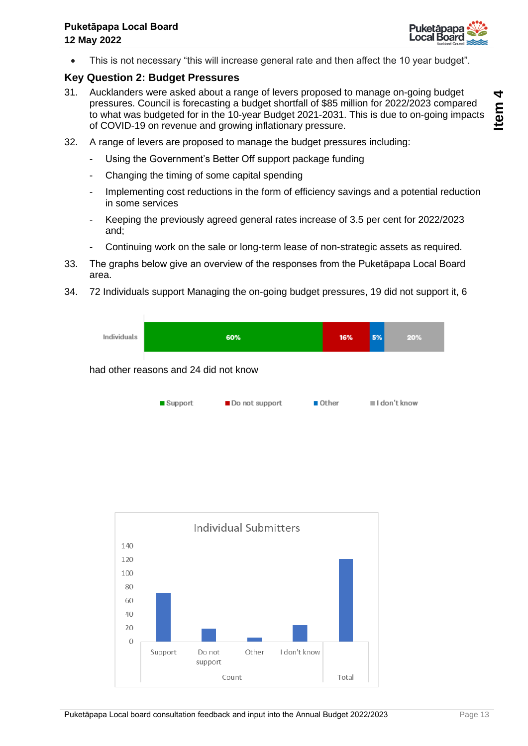- This is not necessary "this will increase general rate and then affect the 10 year budget".

## Key Question 2: Budget Pressures

31. Aucklanders were asked about a range of levers proposed to manage on-going budget pressures. Council is forecasting a budget shortfall of $85 million for 2022/2023 compared to what was budgeted for in the 10-year Budget 2021-2031. This is due to on-going impacts of COVID-19 on revenue and growing inflationary pressure.

32. A range of levers are proposed to manage the budget pressures including:
    - Using the Government's Better Off support package funding
    - Changing the timing of some capital spending
    - Implementing cost reductions in the form of efficiency savings and a potential reduction in some services
    - Keeping the previously agreed general rates increase of 3.5 per cent for 2022/2023 and;
    - Continuing work on the sale or long-term lease of non-strategic assets as required.

33. The graphs below give an overview of the responses from the Puketāpapa Local Board area.

34. 72 Individuals support Managing the on-going budget pressures, 19 did not support it, 6 had other reasons and 24 did not know

| | Support | Do not support | Other | I don't know |
|---|---|---|---|---|
| Individuals | 60% | 16% | 5% | 20% |

Individual Submitters

| Support | Do not support | Other | I don't know | Total |
|---|---|---|---|---|
| 72 | 19 | 6 | 24 | 121 |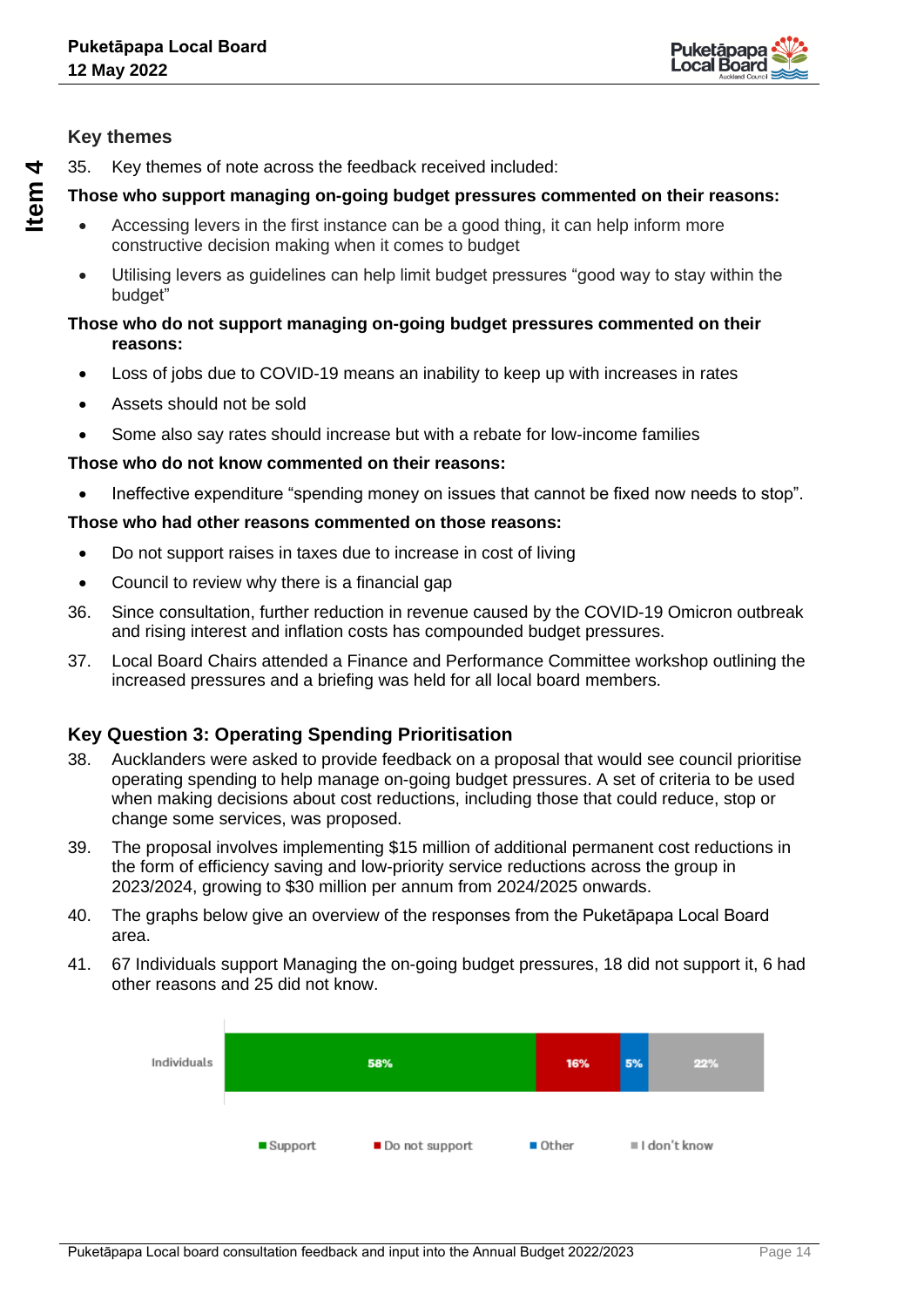### Key themes

35. Key themes of note across the feedback received included:

**Those who support managing on-going budget pressures commented on their reasons:**

- Accessing levers in the first instance can be a good thing, it can help inform more constructive decision making when it comes to budget
- Utilising levers as guidelines can help limit budget pressures "good way to stay within the budget"

**Those who do not support managing on-going budget pressures commented on their reasons:**

- Loss of jobs due to COVID-19 means an inability to keep up with increases in rates
- Assets should not be sold
- Some also say rates should increase but with a rebate for low-income families

**Those who do not know commented on their reasons:**

- Ineffective expenditure "spending money on issues that cannot be fixed now needs to stop".

**Those who had other reasons commented on those reasons:**

- Do not support raises in taxes due to increase in cost of living
- Council to review why there is a financial gap

36. Since consultation, further reduction in revenue caused by the COVID-19 Omicron outbreak and rising interest and inflation costs has compounded budget pressures.

37. Local Board Chairs attended a Finance and Performance Committee workshop outlining the increased pressures and a briefing was held for all local board members.

### Key Question 3: Operating Spending Prioritisation

38. Aucklanders were asked to provide feedback on a proposal that would see council prioritise operating spending to help manage on-going budget pressures. A set of criteria to be used when making decisions about cost reductions, including those that could reduce, stop or change some services, was proposed.

39. The proposal involves implementing $15 million of additional permanent cost reductions in the form of efficiency saving and low-priority service reductions across the group in 2023/2024, growing to $30 million per annum from 2024/2025 onwards.

40. The graphs below give an overview of the responses from the Puketāpapa Local Board area.

41. 67 Individuals support Managing the on-going budget pressures, 18 did not support it, 6 had other reasons and 25 did not know.

| | Support | Do not support | Other | I don't know |
|---|---|---|---|---|
| Individuals | 58% | 16% | 5% | 22% |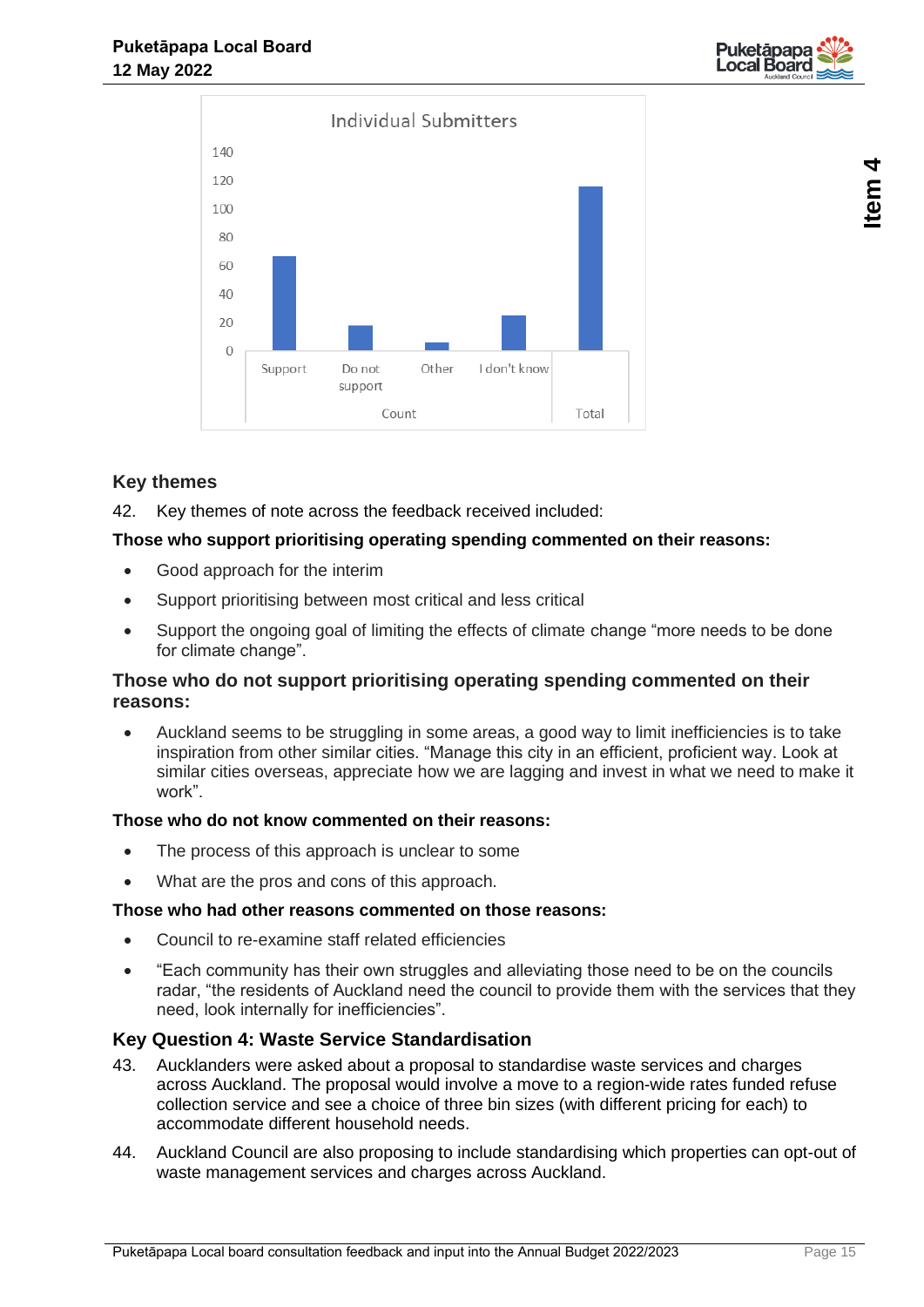Individual Submitters

| Count | | | | Total |
|---|---|---|---|---|
| Support | Do not support | Other | I don't know | |

## Key themes

42. Key themes of note across the feedback received included:

**Those who support prioritising operating spending commented on their reasons:**

- Good approach for the interim
- Support prioritising between most critical and less critical
- Support the ongoing goal of limiting the effects of climate change "more needs to be done for climate change".

### Those who do not support prioritising operating spending commented on their reasons:

- Auckland seems to be struggling in some areas, a good way to limit inefficiencies is to take inspiration from other similar cities. "Manage this city in an efficient, proficient way. Look at similar cities overseas, appreciate how we are lagging and invest in what we need to make it work".

**Those who do not know commented on their reasons:**

- The process of this approach is unclear to some
- What are the pros and cons of this approach.

**Those who had other reasons commented on those reasons:**

- Council to re-examine staff related efficiencies
- "Each community has their own struggles and alleviating those need to be on the councils radar, "the residents of Auckland need the council to provide them with the services that they need, look internally for inefficiencies".

## Key Question 4: Waste Service Standardisation

43. Aucklanders were asked about a proposal to standardise waste services and charges across Auckland. The proposal would involve a move to a region-wide rates funded refuse collection service and see a choice of three bin sizes (with different pricing for each) to accommodate different household needs.

44. Auckland Council are also proposing to include standardising which properties can opt-out of waste management services and charges across Auckland.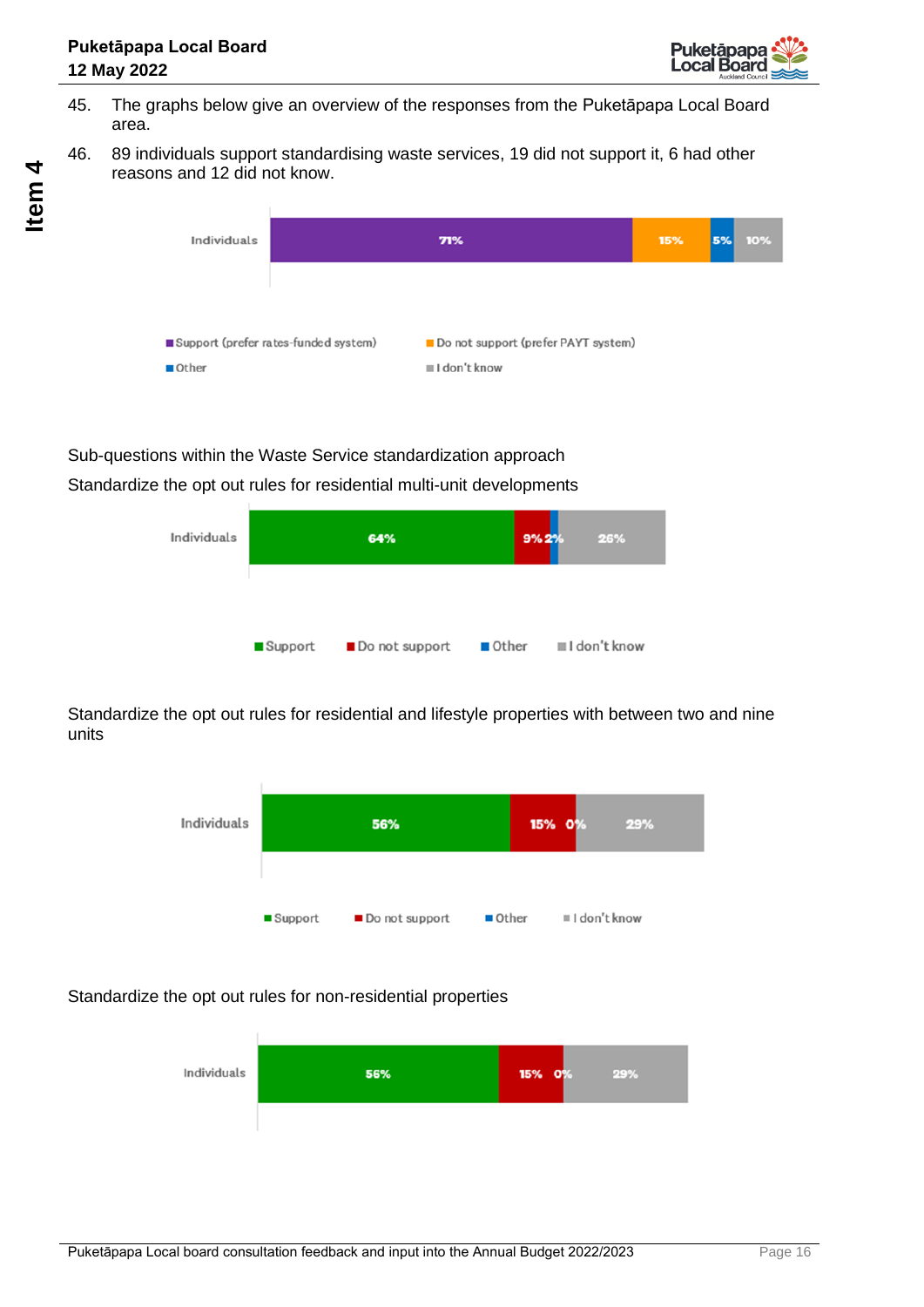45. The graphs below give an overview of the responses from the Puketāpapa Local Board area.

46. 89 individuals support standardising waste services, 19 did not support it, 6 had other reasons and 12 did not know.

| | Support (prefer rates-funded system) | Do not support (prefer PAYT system) | Other | I don't know |
|---|---|---|---|---|
| Individuals | 71% | 15% | 5% | 10% |

Sub-questions within the Waste Service standardization approach

Standardize the opt out rules for residential multi-unit developments

| | Support | Do not support | Other | I don't know |
|---|---|---|---|---|
| Individuals | 64% | 9% | 2% | 26% |

Standardize the opt out rules for residential and lifestyle properties with between two and nine units

| | Support | Do not support | Other | I don't know |
|---|---|---|---|---|
| Individuals | 56% | 15% | 0% | 29% |

Standardize the opt out rules for non-residential properties

| | Support | Do not support | Other | I don't know |
|---|---|---|---|---|
| Individuals | 56% | 15% | 0% | 29% |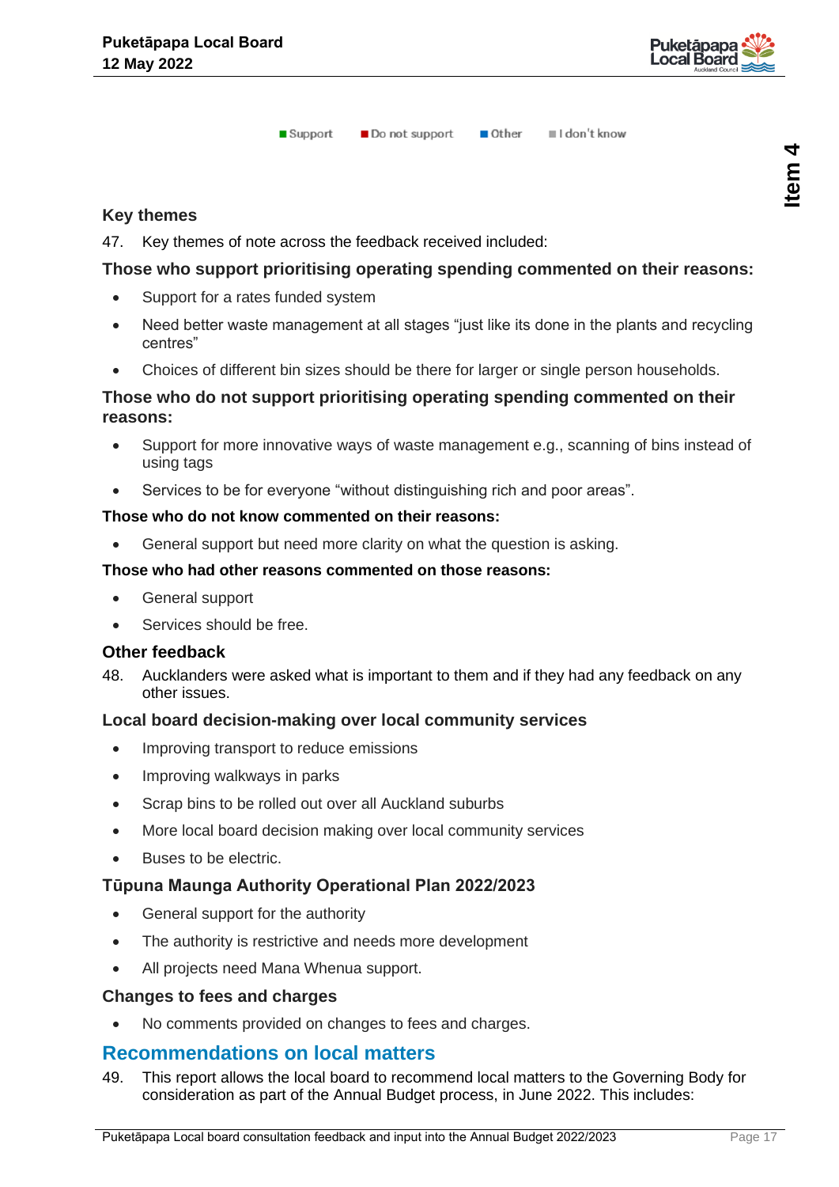■ Support ■ Do not support ■ Other ■ I don't know

### Key themes

47. Key themes of note across the feedback received included:

**Those who support prioritising operating spending commented on their reasons:**

- Support for a rates funded system
- Need better waste management at all stages "just like its done in the plants and recycling centres"
- Choices of different bin sizes should be there for larger or single person households.

**Those who do not support prioritising operating spending commented on their reasons:**

- Support for more innovative ways of waste management e.g., scanning of bins instead of using tags
- Services to be for everyone "without distinguishing rich and poor areas".

**Those who do not know commented on their reasons:**

- General support but need more clarity on what the question is asking.

**Those who had other reasons commented on those reasons:**

- General support
- Services should be free.

### Other feedback

48. Aucklanders were asked what is important to them and if they had any feedback on any other issues.

**Local board decision-making over local community services**

- Improving transport to reduce emissions
- Improving walkways in parks
- Scrap bins to be rolled out over all Auckland suburbs
- More local board decision making over local community services
- Buses to be electric.

**Tūpuna Maunga Authority Operational Plan 2022/2023**

- General support for the authority
- The authority is restrictive and needs more development
- All projects need Mana Whenua support.

**Changes to fees and charges**

- No comments provided on changes to fees and charges.

## Recommendations on local matters

49. This report allows the local board to recommend local matters to the Governing Body for consideration as part of the Annual Budget process, in June 2022. This includes: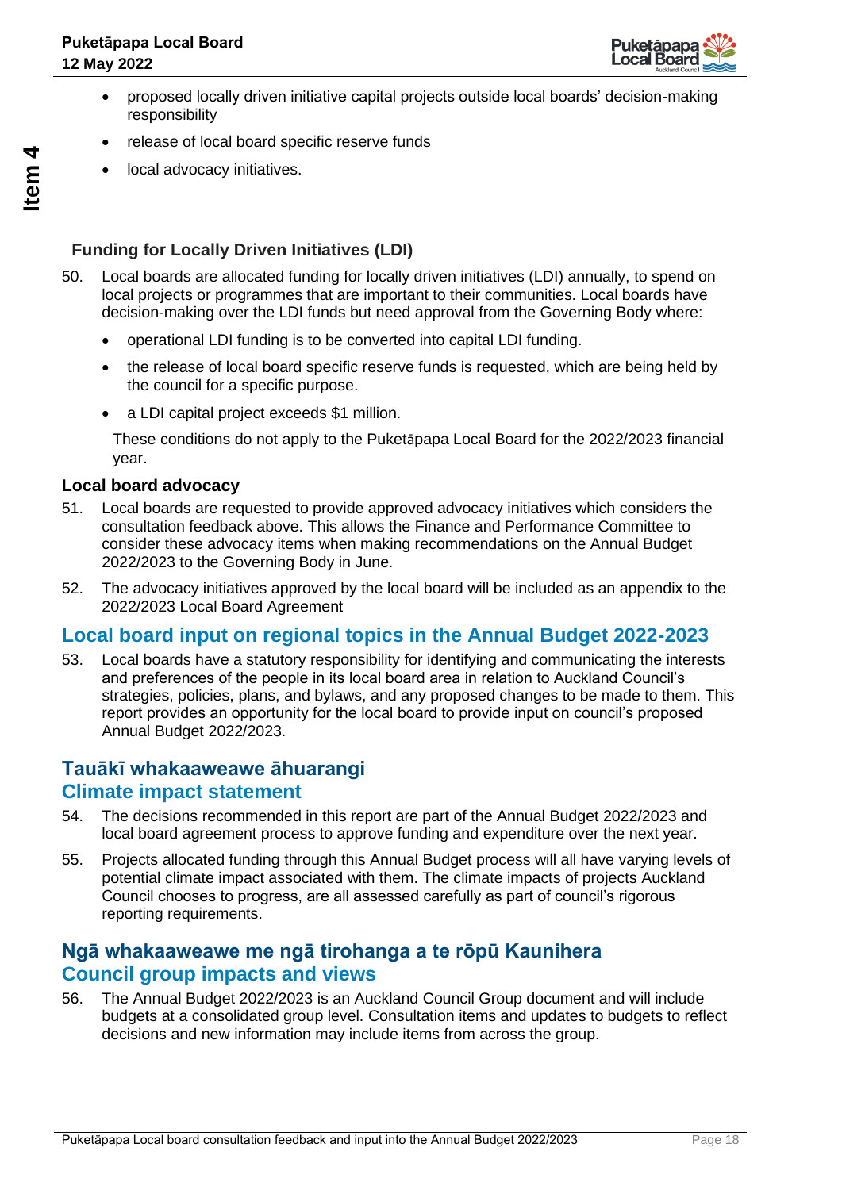- proposed locally driven initiative capital projects outside local boards' decision-making responsibility
- release of local board specific reserve funds
- local advocacy initiatives.

### Funding for Locally Driven Initiatives (LDI)

50. Local boards are allocated funding for locally driven initiatives (LDI) annually, to spend on local projects or programmes that are important to their communities. Local boards have decision-making over the LDI funds but need approval from the Governing Body where:

    - operational LDI funding is to be converted into capital LDI funding.
    - the release of local board specific reserve funds is requested, which are being held by the council for a specific purpose.
    - a LDI capital project exceeds $1 million.

    These conditions do not apply to the Puketāpapa Local Board for the 2022/2023 financial year.

### Local board advocacy

51. Local boards are requested to provide approved advocacy initiatives which considers the consultation feedback above. This allows the Finance and Performance Committee to consider these advocacy items when making recommendations on the Annual Budget 2022/2023 to the Governing Body in June.

52. The advocacy initiatives approved by the local board will be included as an appendix to the 2022/2023 Local Board Agreement

## Local board input on regional topics in the Annual Budget 2022-2023

53. Local boards have a statutory responsibility for identifying and communicating the interests and preferences of the people in its local board area in relation to Auckland Council's strategies, policies, plans, and bylaws, and any proposed changes to be made to them. This report provides an opportunity for the local board to provide input on council's proposed Annual Budget 2022/2023.

## Tauākī whakaaweawe āhuarangi
## Climate impact statement

54. The decisions recommended in this report are part of the Annual Budget 2022/2023 and local board agreement process to approve funding and expenditure over the next year.

55. Projects allocated funding through this Annual Budget process will all have varying levels of potential climate impact associated with them. The climate impacts of projects Auckland Council chooses to progress, are all assessed carefully as part of council's rigorous reporting requirements.

## Ngā whakaaweawe me ngā tirohanga a te rōpū Kaunihera
## Council group impacts and views

56. The Annual Budget 2022/2023 is an Auckland Council Group document and will include budgets at a consolidated group level. Consultation items and updates to budgets to reflect decisions and new information may include items from across the group.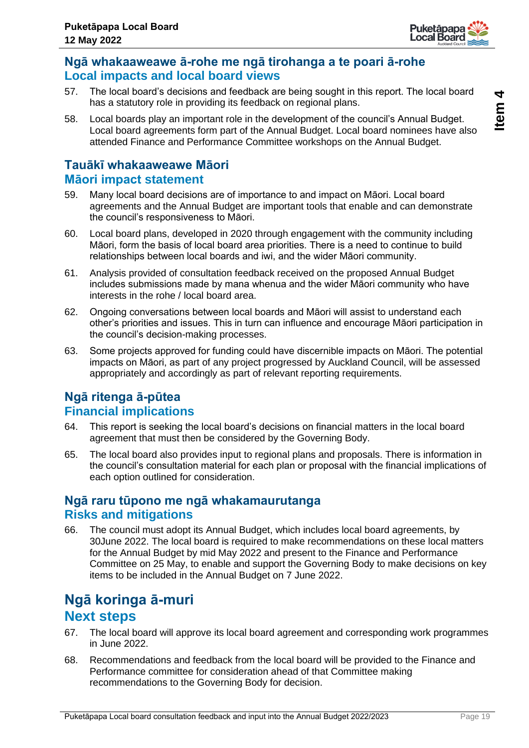## Ngā whakaaweawe ā-rohe me ngā tirohanga a te poari ā-rohe
## Local impacts and local board views

57. The local board's decisions and feedback are being sought in this report. The local board has a statutory role in providing its feedback on regional plans.

58. Local boards play an important role in the development of the council's Annual Budget. Local board agreements form part of the Annual Budget. Local board nominees have also attended Finance and Performance Committee workshops on the Annual Budget.

## Tauākī whakaaweawe Māori
## Māori impact statement

59. Many local board decisions are of importance to and impact on Māori. Local board agreements and the Annual Budget are important tools that enable and can demonstrate the council's responsiveness to Māori.

60. Local board plans, developed in 2020 through engagement with the community including Māori, form the basis of local board area priorities. There is a need to continue to build relationships between local boards and iwi, and the wider Māori community.

61. Analysis provided of consultation feedback received on the proposed Annual Budget includes submissions made by mana whenua and the wider Māori community who have interests in the rohe / local board area.

62. Ongoing conversations between local boards and Māori will assist to understand each other's priorities and issues. This in turn can influence and encourage Māori participation in the council's decision-making processes.

63. Some projects approved for funding could have discernible impacts on Māori. The potential impacts on Māori, as part of any project progressed by Auckland Council, will be assessed appropriately and accordingly as part of relevant reporting requirements.

## Ngā ritenga ā-pūtea
## Financial implications

64. This report is seeking the local board's decisions on financial matters in the local board agreement that must then be considered by the Governing Body.

65. The local board also provides input to regional plans and proposals. There is information in the council's consultation material for each plan or proposal with the financial implications of each option outlined for consideration.

## Ngā raru tūpono me ngā whakamaurutanga
## Risks and mitigations

66. The council must adopt its Annual Budget, which includes local board agreements, by 30June 2022. The local board is required to make recommendations on these local matters for the Annual Budget by mid May 2022 and present to the Finance and Performance Committee on 25 May, to enable and support the Governing Body to make decisions on key items to be included in the Annual Budget on 7 June 2022.

# Ngā koringa ā-muri
# Next steps

67. The local board will approve its local board agreement and corresponding work programmes in June 2022.

68. Recommendations and feedback from the local board will be provided to the Finance and Performance committee for consideration ahead of that Committee making recommendations to the Governing Body for decision.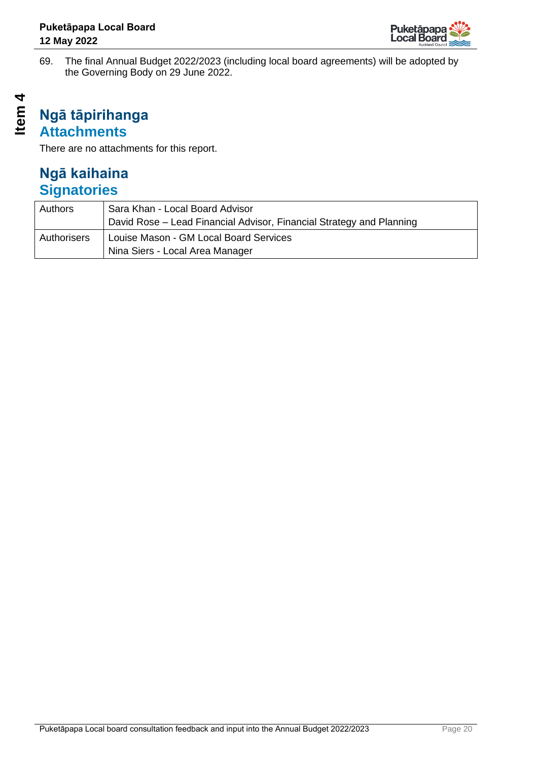69. The final Annual Budget 2022/2023 (including local board agreements) will be adopted by the Governing Body on 29 June 2022.

## Ngā tāpirihanga
## Attachments

There are no attachments for this report.

## Ngā kaihaina
## Signatories

| | |
|---|---|
| Authors | Sara Khan - Local Board Advisor<br>David Rose – Lead Financial Advisor, Financial Strategy and Planning |
| Authorisers | Louise Mason - GM Local Board Services<br>Nina Siers - Local Area Manager |